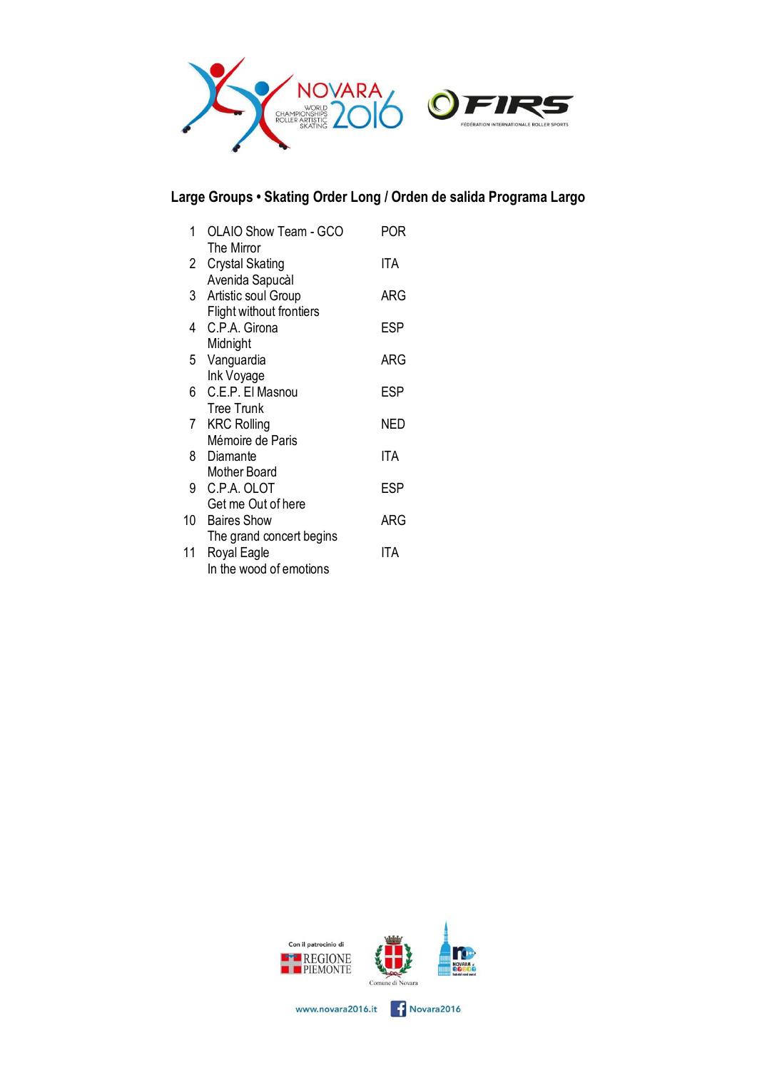## Large Groups • Skating Order Long / Orden de salida Programa Largo

| | | |
|---|---|---|
| 1 | OLAIO Show Team - GCO<br>The Mirror | POR |
| 2 | Crystal Skating<br>Avenida Sapucàl | ITA |
| 3 | Artistic soul Group<br>Flight without frontiers | ARG |
| 4 | C.P.A. Girona<br>Midnight | ESP |
| 5 | Vanguardia<br>Ink Voyage | ARG |
| 6 | C.E.P. El Masnou<br>Tree Trunk | ESP |
| 7 | KRC Rolling<br>Mémoire de Paris | NED |
| 8 | Diamante<br>Mother Board | ITA |
| 9 | C.P.A. OLOT<br>Get me Out of here | ESP |
| 10 | Baires Show<br>The grand concert begins | ARG |
| 11 | Royal Eagle<br>In the wood of emotions | ITA |

Con il patrocinio di REGIONE PIEMONTE — Comune di Novara

www.novara2016.it — Novara2016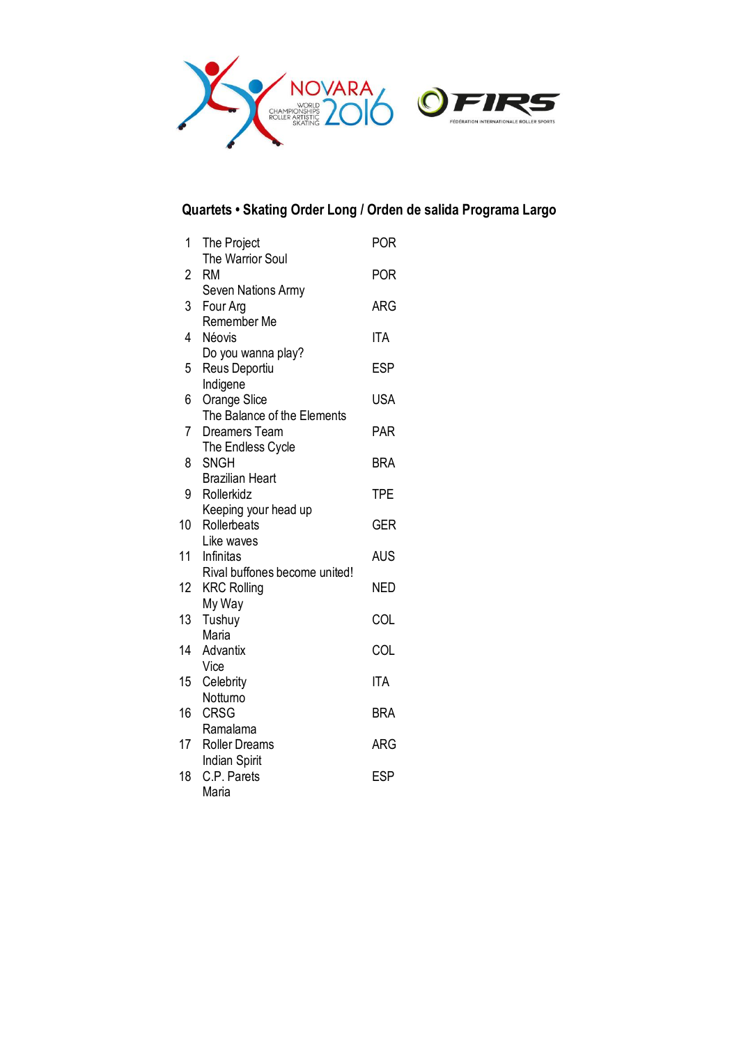## Quartets • Skating Order Long / Orden de salida Programa Largo

| | | |
|---|---|---|
| 1 | The Project<br>The Warrior Soul | POR |
| 2 | RM<br>Seven Nations Army | POR |
| 3 | Four Arg<br>Remember Me | ARG |
| 4 | Néovis<br>Do you wanna play? | ITA |
| 5 | Reus Deportiu<br>Indigene | ESP |
| 6 | Orange Slice<br>The Balance of the Elements | USA |
| 7 | Dreamers Team<br>The Endless Cycle | PAR |
| 8 | SNGH<br>Brazilian Heart | BRA |
| 9 | Rollerkidz<br>Keeping your head up | TPE |
| 10 | Rollerbeats<br>Like waves | GER |
| 11 | Infinitas<br>Rival buffones become united! | AUS |
| 12 | KRC Rolling<br>My Way | NED |
| 13 | Tushuy<br>Maria | COL |
| 14 | Advantix<br>Vice | COL |
| 15 | Celebrity<br>Notturno | ITA |
| 16 | CRSG<br>Ramalama | BRA |
| 17 | Roller Dreams<br>Indian Spirit | ARG |
| 18 | C.P. Parets<br>Maria | ESP |